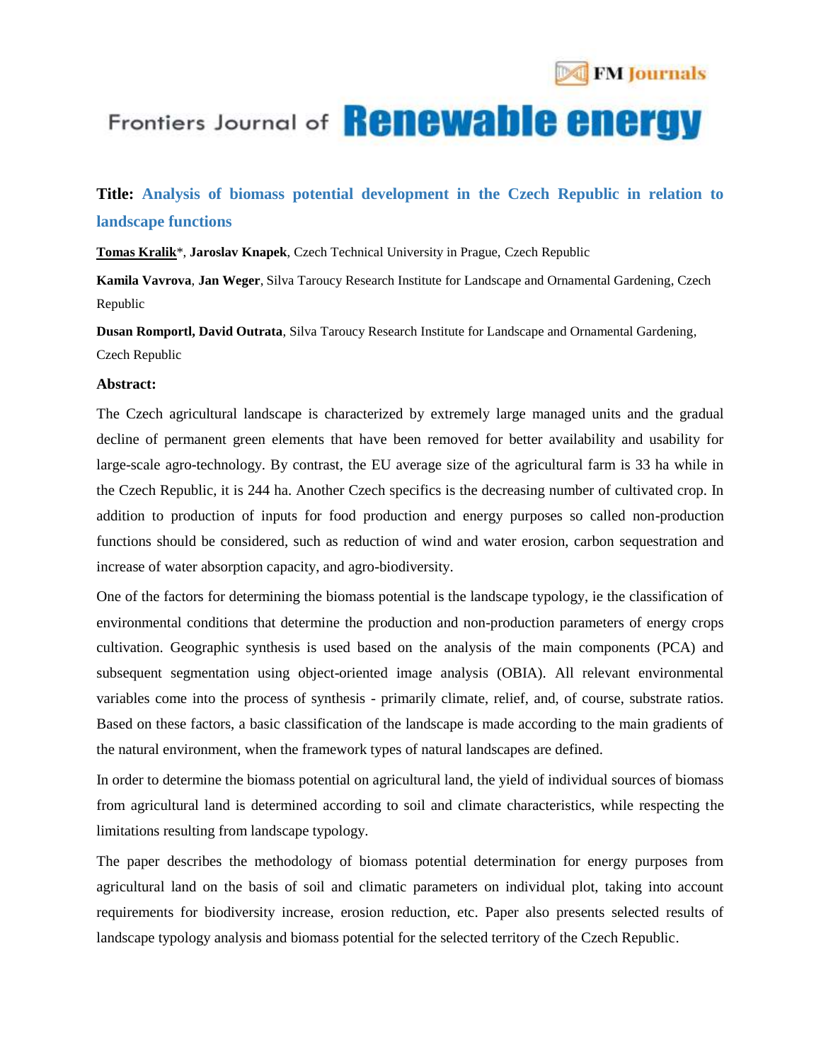FM Journals

Frontiers Journal of **Renewable energy**

**Title: Analysis of biomass potential development in the Czech Republic in relation to landscape functions**

**Tomas Kralik***, **Jaroslav Knapek**, Czech Technical University in Prague, Czech Republic

**Kamila Vavrova**, **Jan Weger**, Silva Tarouсy Research Institute for Landscape and Ornamental Gardening, Czech Republic

**Dusan Romportl, David Outrata**, Silva Tarouсy Research Institute for Landscape and Ornamental Gardening, Czech Republic

**Abstract:**

The Czech agricultural landscape is characterized by extremely large managed units and the gradual decline of permanent green elements that have been removed for better availability and usability for large-scale agro-technology. By contrast, the EU average size of the agricultural farm is 33 ha while in the Czech Republic, it is 244 ha. Another Czech specifics is the decreasing number of cultivated crop. In addition to production of inputs for food production and energy purposes so called non-production functions should be considered, such as reduction of wind and water erosion, carbon sequestration and increase of water absorption capacity, and agro-biodiversity.

One of the factors for determining the biomass potential is the landscape typology, ie the classification of environmental conditions that determine the production and non-production parameters of energy crops cultivation. Geographic synthesis is used based on the analysis of the main components (PCA) and subsequent segmentation using object-oriented image analysis (OBIA). All relevant environmental variables come into the process of synthesis - primarily climate, relief, and, of course, substrate ratios. Based on these factors, a basic classification of the landscape is made according to the main gradients of the natural environment, when the framework types of natural landscapes are defined.

In order to determine the biomass potential on agricultural land, the yield of individual sources of biomass from agricultural land is determined according to soil and climate characteristics, while respecting the limitations resulting from landscape typology.

The paper describes the methodology of biomass potential determination for energy purposes from agricultural land on the basis of soil and climatic parameters on individual plot, taking into account requirements for biodiversity increase, erosion reduction, etc. Paper also presents selected results of landscape typology analysis and biomass potential for the selected territory of the Czech Republic.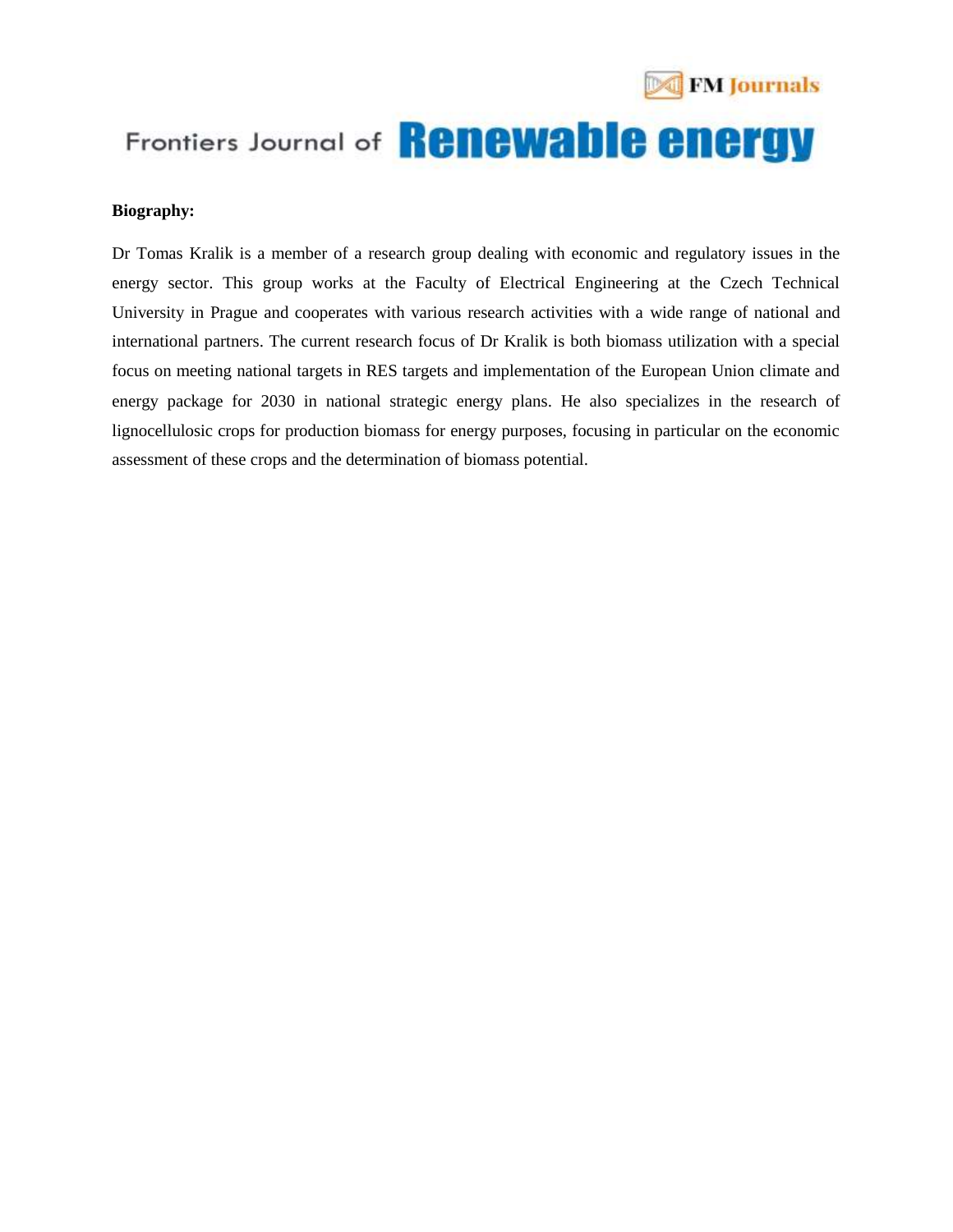**Biography:**

Dr Tomas Kralik is a member of a research group dealing with economic and regulatory issues in the energy sector. This group works at the Faculty of Electrical Engineering at the Czech Technical University in Prague and cooperates with various research activities with a wide range of national and international partners. The current research focus of Dr Kralik is both biomass utilization with a special focus on meeting national targets in RES targets and implementation of the European Union climate and energy package for 2030 in national strategic energy plans. He also specializes in the research of lignocellulosic crops for production biomass for energy purposes, focusing in particular on the economic assessment of these crops and the determination of biomass potential.